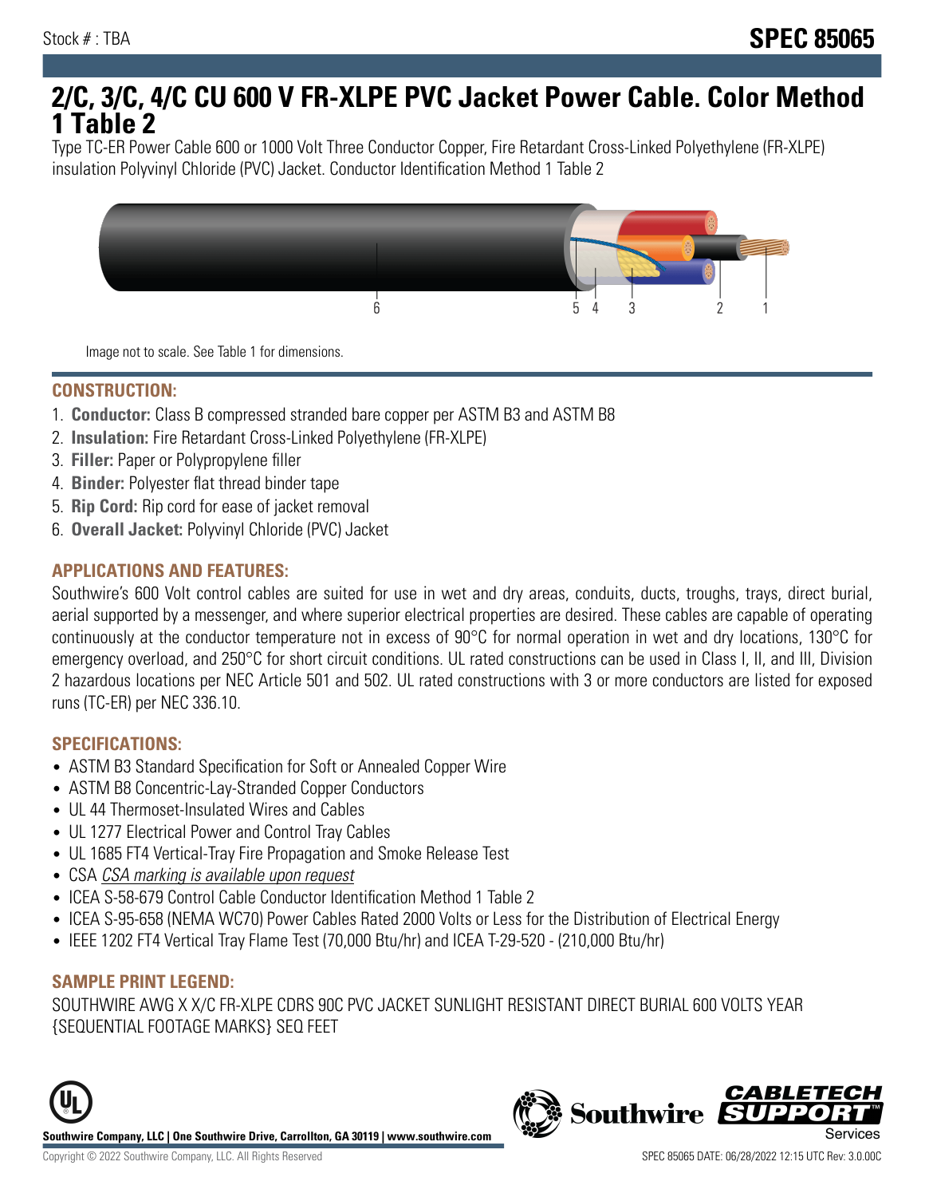Stock # : TBA

**SPEC 85065**

# 2/C, 3/C, 4/C CU 600 V FR-XLPE PVC Jacket Power Cable. Color Method 1 Table 2

Type TC-ER Power Cable 600 or 1000 Volt Three Conductor Copper, Fire Retardant Cross-Linked Polyethylene (FR-XLPE) insulation Polyvinyl Chloride (PVC) Jacket. Conductor Identification Method 1 Table 2

Image not to scale. See Table 1 for dimensions.

## CONSTRUCTION:

1. **Conductor:** Class B compressed stranded bare copper per ASTM B3 and ASTM B8
2. **Insulation:** Fire Retardant Cross-Linked Polyethylene (FR-XLPE)
3. **Filler:** Paper or Polypropylene filler
4. **Binder:** Polyester flat thread binder tape
5. **Rip Cord:** Rip cord for ease of jacket removal
6. **Overall Jacket:** Polyvinyl Chloride (PVC) Jacket

## APPLICATIONS AND FEATURES:

Southwire's 600 Volt control cables are suited for use in wet and dry areas, conduits, ducts, troughs, trays, direct burial, aerial supported by a messenger, and where superior electrical properties are desired. These cables are capable of operating continuously at the conductor temperature not in excess of 90°C for normal operation in wet and dry locations, 130°C for emergency overload, and 250°C for short circuit conditions. UL rated constructions can be used in Class I, II, and III, Division 2 hazardous locations per NEC Article 501 and 502. UL rated constructions with 3 or more conductors are listed for exposed runs (TC-ER) per NEC 336.10.

## SPECIFICATIONS:

- ASTM B3 Standard Specification for Soft or Annealed Copper Wire
- ASTM B8 Concentric-Lay-Stranded Copper Conductors
- UL 44 Thermoset-Insulated Wires and Cables
- UL 1277 Electrical Power and Control Tray Cables
- UL 1685 FT4 Vertical-Tray Fire Propagation and Smoke Release Test
- CSA *CSA marking is available upon request*
- ICEA S-58-679 Control Cable Conductor Identification Method 1 Table 2
- ICEA S-95-658 (NEMA WC70) Power Cables Rated 2000 Volts or Less for the Distribution of Electrical Energy
- IEEE 1202 FT4 Vertical Tray Flame Test (70,000 Btu/hr) and ICEA T-29-520 - (210,000 Btu/hr)

## SAMPLE PRINT LEGEND:

SOUTHWIRE AWG X X/C FR-XLPE CDRS 90C PVC JACKET SUNLIGHT RESISTANT DIRECT BURIAL 600 VOLTS YEAR {SEQUENTIAL FOOTAGE MARKS} SEQ FEET

**Southwire Company, LLC | One Southwire Drive, Carrollton, GA 30119 | www.southwire.com**

Copyright © 2022 Southwire Company, LLC. All Rights Reserved

SPEC 85065 DATE: 06/28/2022 12:15 UTC Rev: 3.0.00C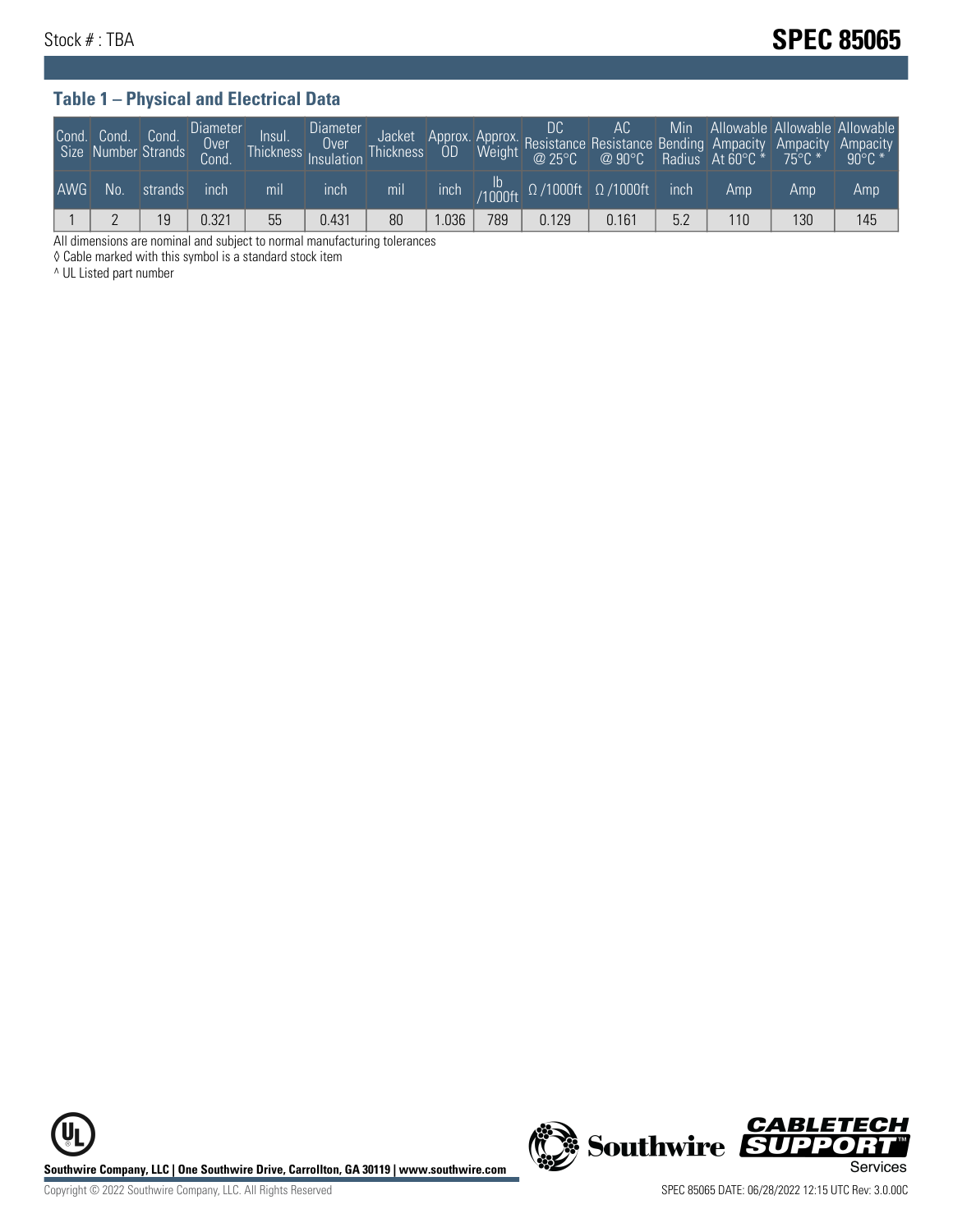### Table 1 – Physical and Electrical Data

| Cond. Size | Cond. Number | Cond. Strands | Diameter Over Cond. | Insul. Thickness | Diameter Over Insulation | Jacket Thickness | Approx. OD | Approx. Weight | DC Resistance @ 25°C | AC Resistance @ 90°C | Min Bending Radius | Allowable Ampacity At 60°C * | Allowable Ampacity 75°C * | Allowable Ampacity 90°C * |
|---|---|---|---|---|---|---|---|---|---|---|---|---|---|---|
| AWG | No. | strands | inch | mil | inch | mil | inch | lb /1000ft | Ω /1000ft | Ω /1000ft | inch | Amp | Amp | Amp |
| 1 | 2 | 19 | 0.321 | 55 | 0.431 | 80 | 1.036 | 789 | 0.129 | 0.161 | 5.2 | 110 | 130 | 145 |

All dimensions are nominal and subject to normal manufacturing tolerances

◊ Cable marked with this symbol is a standard stock item

^ UL Listed part number